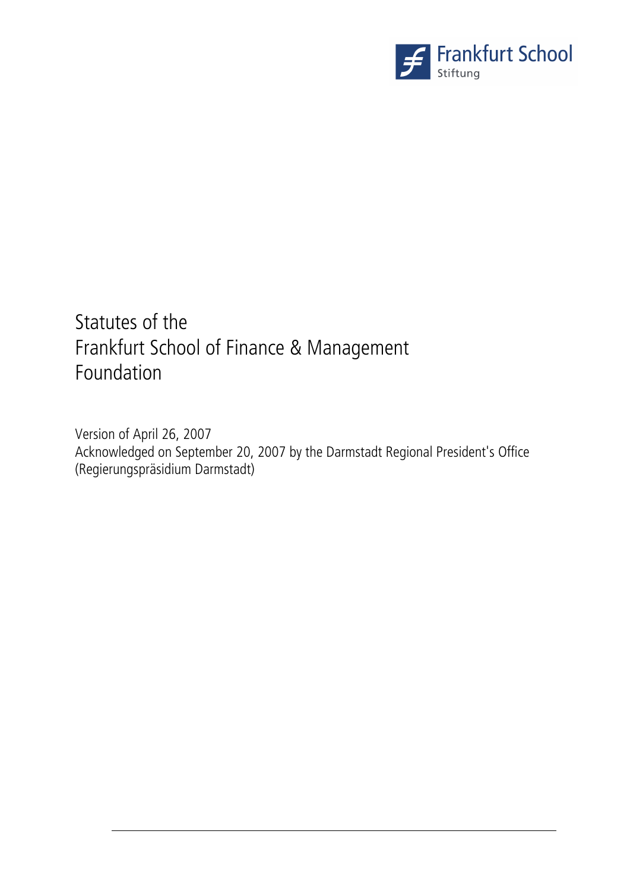Frankfurt School
Stiftung

# Statutes of the Frankfurt School of Finance & Management Foundation

Version of April 26, 2007
Acknowledged on September 20, 2007 by the Darmstadt Regional President's Office (Regierungspräsidium Darmstadt)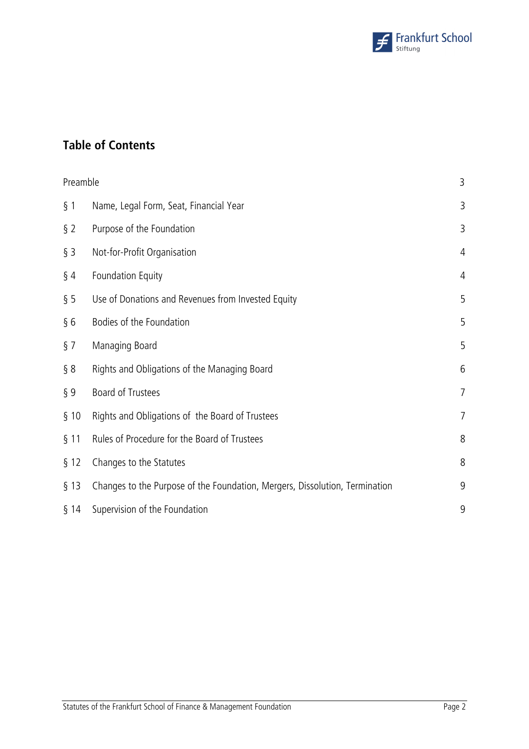## Table of Contents

| | | |
|---|---|---|
| Preamble | | 3 |
| § 1 | Name, Legal Form, Seat, Financial Year | 3 |
| § 2 | Purpose of the Foundation | 3 |
| § 3 | Not-for-Profit Organisation | 4 |
| § 4 | Foundation Equity | 4 |
| § 5 | Use of Donations and Revenues from Invested Equity | 5 |
| § 6 | Bodies of the Foundation | 5 |
| § 7 | Managing Board | 5 |
| § 8 | Rights and Obligations of the Managing Board | 6 |
| § 9 | Board of Trustees | 7 |
| § 10 | Rights and Obligations of the Board of Trustees | 7 |
| § 11 | Rules of Procedure for the Board of Trustees | 8 |
| § 12 | Changes to the Statutes | 8 |
| § 13 | Changes to the Purpose of the Foundation, Mergers, Dissolution, Termination | 9 |
| § 14 | Supervision of the Foundation | 9 |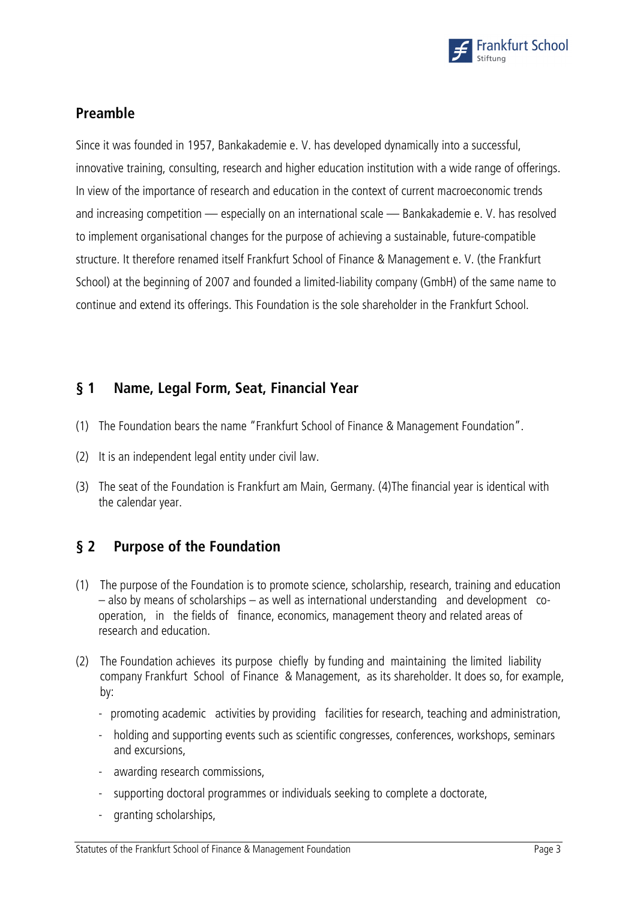## Preamble

Since it was founded in 1957, Bankakademie e. V. has developed dynamically into a successful, innovative training, consulting, research and higher education institution with a wide range of offerings. In view of the importance of research and education in the context of current macroeconomic trends and increasing competition — especially on an international scale — Bankakademie e. V. has resolved to implement organisational changes for the purpose of achieving a sustainable, future-compatible structure. It therefore renamed itself Frankfurt School of Finance & Management e. V. (the Frankfurt School) at the beginning of 2007 and founded a limited-liability company (GmbH) of the same name to continue and extend its offerings. This Foundation is the sole shareholder in the Frankfurt School.

## § 1 Name, Legal Form, Seat, Financial Year

(1) The Foundation bears the name "Frankfurt School of Finance & Management Foundation".

(2) It is an independent legal entity under civil law.

(3) The seat of the Foundation is Frankfurt am Main, Germany. (4)The financial year is identical with the calendar year.

## § 2 Purpose of the Foundation

(1) The purpose of the Foundation is to promote science, scholarship, research, training and education – also by means of scholarships – as well as international understanding and development co-operation, in the fields of finance, economics, management theory and related areas of research and education.

(2) The Foundation achieves its purpose chiefly by funding and maintaining the limited liability company Frankfurt School of Finance & Management, as its shareholder. It does so, for example, by:

- promoting academic activities by providing facilities for research, teaching and administration,
- holding and supporting events such as scientific congresses, conferences, workshops, seminars and excursions,
- awarding research commissions,
- supporting doctoral programmes or individuals seeking to complete a doctorate,
- granting scholarships,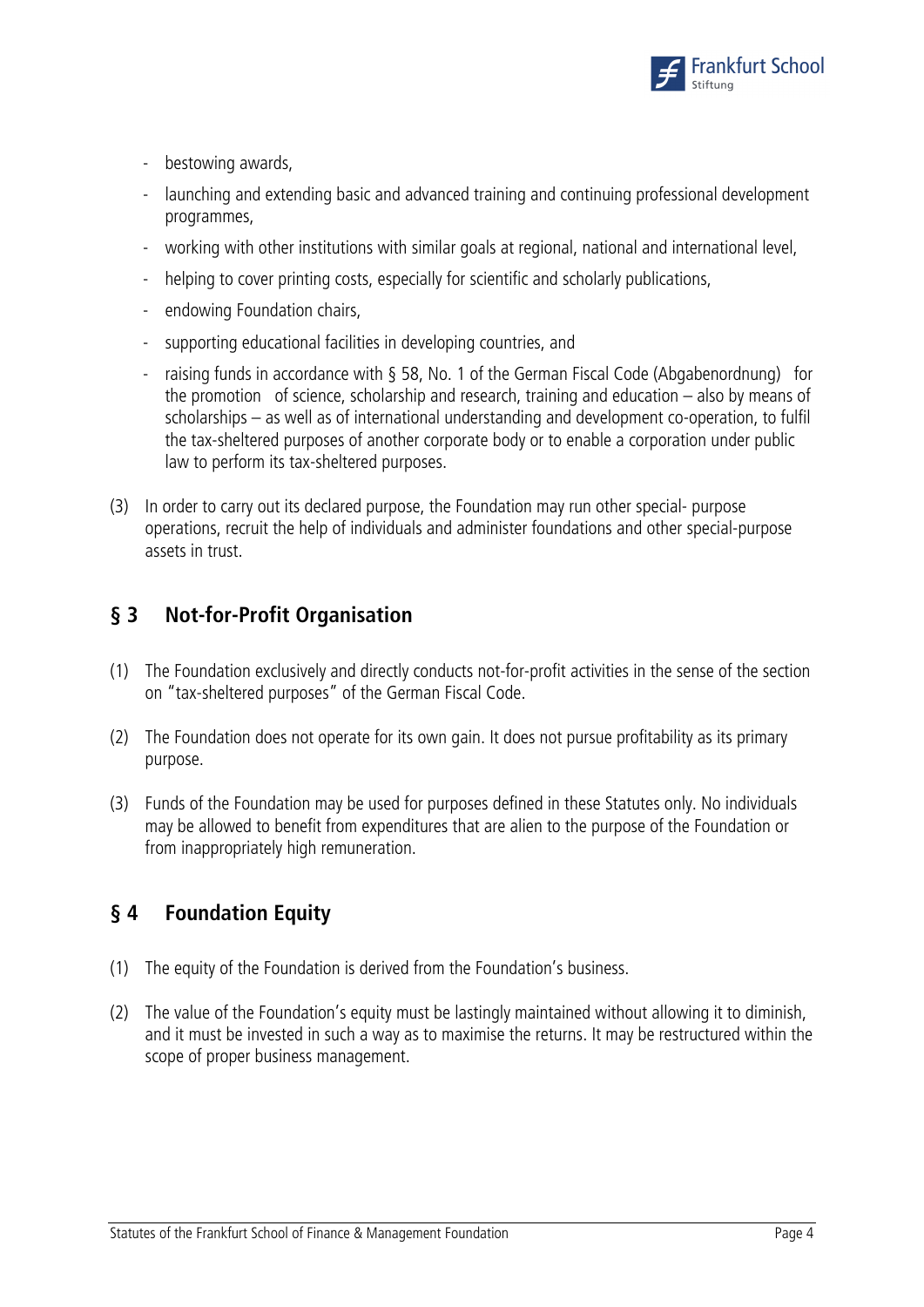- bestowing awards,
- launching and extending basic and advanced training and continuing professional development programmes,
- working with other institutions with similar goals at regional, national and international level,
- helping to cover printing costs, especially for scientific and scholarly publications,
- endowing Foundation chairs,
- supporting educational facilities in developing countries, and
- raising funds in accordance with § 58, No. 1 of the German Fiscal Code (Abgabenordnung) for the promotion of science, scholarship and research, training and education – also by means of scholarships – as well as of international understanding and development co-operation, to fulfil the tax-sheltered purposes of another corporate body or to enable a corporation under public law to perform its tax-sheltered purposes.

(3) In order to carry out its declared purpose, the Foundation may run other special- purpose operations, recruit the help of individuals and administer foundations and other special-purpose assets in trust.

## § 3 Not-for-Profit Organisation

(1) The Foundation exclusively and directly conducts not-for-profit activities in the sense of the section on "tax-sheltered purposes" of the German Fiscal Code.

(2) The Foundation does not operate for its own gain. It does not pursue profitability as its primary purpose.

(3) Funds of the Foundation may be used for purposes defined in these Statutes only. No individuals may be allowed to benefit from expenditures that are alien to the purpose of the Foundation or from inappropriately high remuneration.

## § 4 Foundation Equity

(1) The equity of the Foundation is derived from the Foundation's business.

(2) The value of the Foundation's equity must be lastingly maintained without allowing it to diminish, and it must be invested in such a way as to maximise the returns. It may be restructured within the scope of proper business management.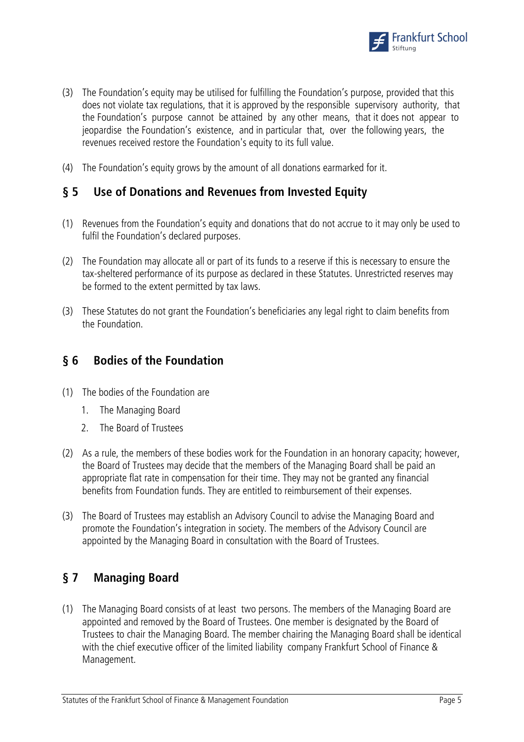(3) The Foundation's equity may be utilised for fulfilling the Foundation's purpose, provided that this does not violate tax regulations, that it is approved by the responsible supervisory authority, that the Foundation's purpose cannot be attained by any other means, that it does not appear to jeopardise the Foundation's existence, and in particular that, over the following years, the revenues received restore the Foundation's equity to its full value.

(4) The Foundation's equity grows by the amount of all donations earmarked for it.

## § 5 Use of Donations and Revenues from Invested Equity

(1) Revenues from the Foundation's equity and donations that do not accrue to it may only be used to fulfil the Foundation's declared purposes.

(2) The Foundation may allocate all or part of its funds to a reserve if this is necessary to ensure the tax-sheltered performance of its purpose as declared in these Statutes. Unrestricted reserves may be formed to the extent permitted by tax laws.

(3) These Statutes do not grant the Foundation's beneficiaries any legal right to claim benefits from the Foundation.

## § 6 Bodies of the Foundation

(1) The bodies of the Foundation are

1. The Managing Board
2. The Board of Trustees

(2) As a rule, the members of these bodies work for the Foundation in an honorary capacity; however, the Board of Trustees may decide that the members of the Managing Board shall be paid an appropriate flat rate in compensation for their time. They may not be granted any financial benefits from Foundation funds. They are entitled to reimbursement of their expenses.

(3) The Board of Trustees may establish an Advisory Council to advise the Managing Board and promote the Foundation's integration in society. The members of the Advisory Council are appointed by the Managing Board in consultation with the Board of Trustees.

## § 7 Managing Board

(1) The Managing Board consists of at least two persons. The members of the Managing Board are appointed and removed by the Board of Trustees. One member is designated by the Board of Trustees to chair the Managing Board. The member chairing the Managing Board shall be identical with the chief executive officer of the limited liability company Frankfurt School of Finance & Management.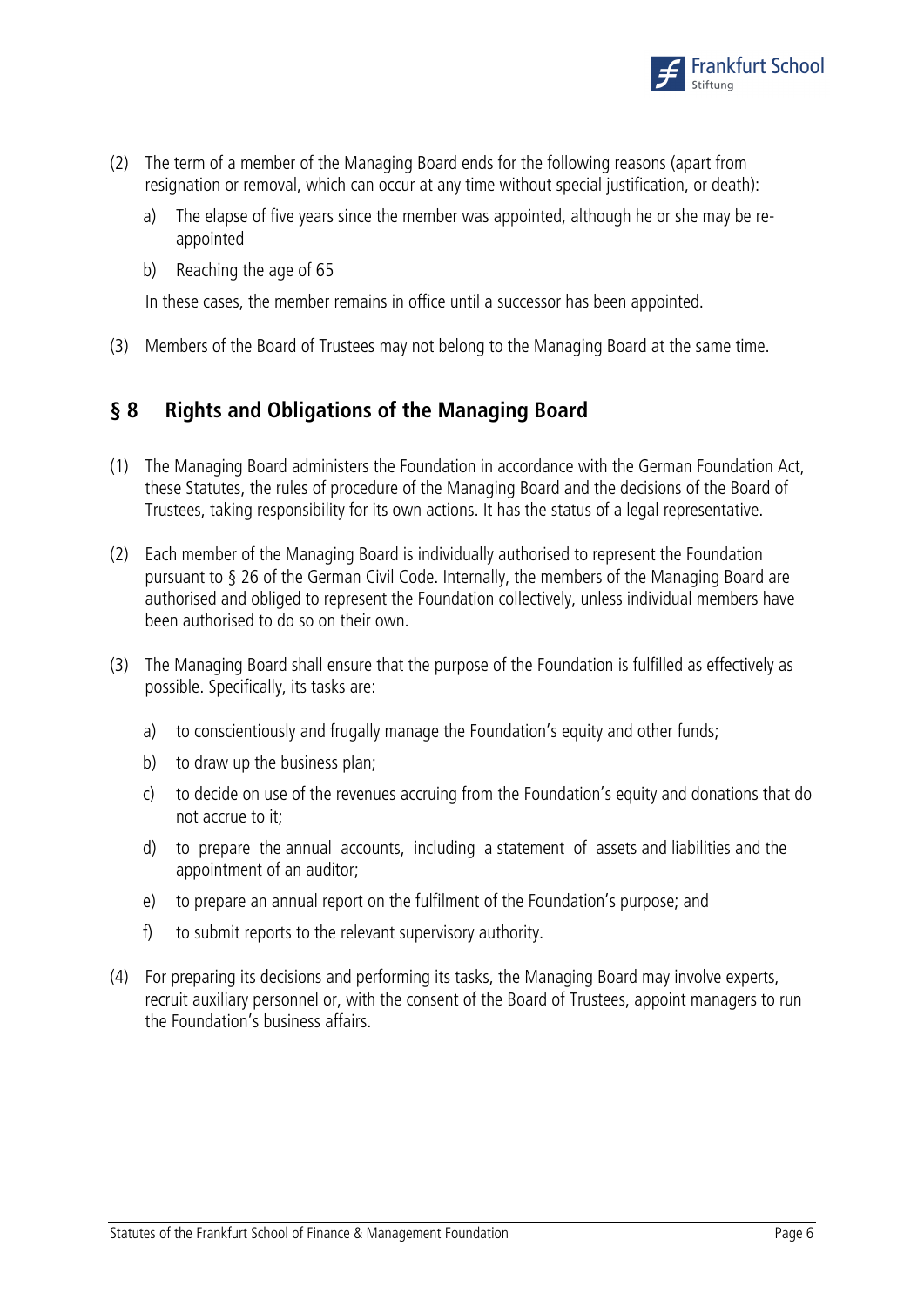(2) The term of a member of the Managing Board ends for the following reasons (apart from resignation or removal, which can occur at any time without special justification, or death):

   a) The elapse of five years since the member was appointed, although he or she may be re-appointed

   b) Reaching the age of 65

   In these cases, the member remains in office until a successor has been appointed.

(3) Members of the Board of Trustees may not belong to the Managing Board at the same time.

## § 8 Rights and Obligations of the Managing Board

(1) The Managing Board administers the Foundation in accordance with the German Foundation Act, these Statutes, the rules of procedure of the Managing Board and the decisions of the Board of Trustees, taking responsibility for its own actions. It has the status of a legal representative.

(2) Each member of the Managing Board is individually authorised to represent the Foundation pursuant to § 26 of the German Civil Code. Internally, the members of the Managing Board are authorised and obliged to represent the Foundation collectively, unless individual members have been authorised to do so on their own.

(3) The Managing Board shall ensure that the purpose of the Foundation is fulfilled as effectively as possible. Specifically, its tasks are:

   a) to conscientiously and frugally manage the Foundation's equity and other funds;

   b) to draw up the business plan;

   c) to decide on use of the revenues accruing from the Foundation's equity and donations that do not accrue to it;

   d) to prepare the annual accounts, including a statement of assets and liabilities and the appointment of an auditor;

   e) to prepare an annual report on the fulfilment of the Foundation's purpose; and

   f) to submit reports to the relevant supervisory authority.

(4) For preparing its decisions and performing its tasks, the Managing Board may involve experts, recruit auxiliary personnel or, with the consent of the Board of Trustees, appoint managers to run the Foundation's business affairs.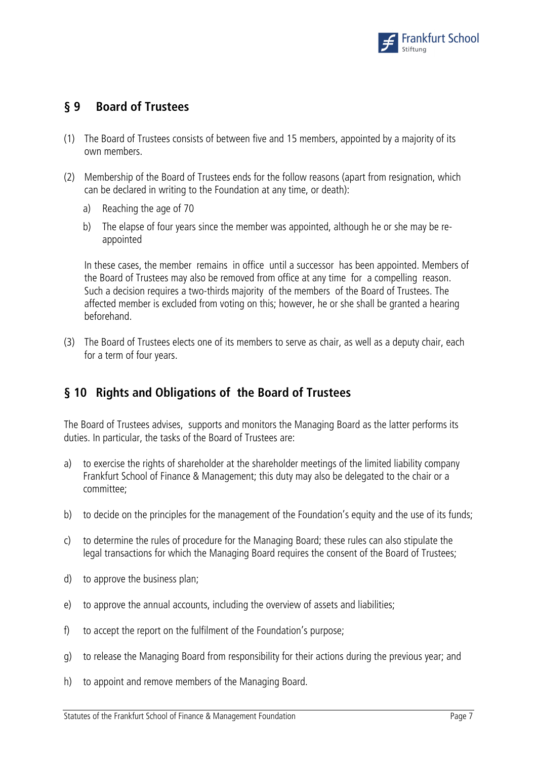## § 9 Board of Trustees

(1) The Board of Trustees consists of between five and 15 members, appointed by a majority of its own members.

(2) Membership of the Board of Trustees ends for the follow reasons (apart from resignation, which can be declared in writing to the Foundation at any time, or death):

   a) Reaching the age of 70

   b) The elapse of four years since the member was appointed, although he or she may be re-appointed

   In these cases, the member remains in office until a successor has been appointed. Members of the Board of Trustees may also be removed from office at any time for a compelling reason. Such a decision requires a two-thirds majority of the members of the Board of Trustees. The affected member is excluded from voting on this; however, he or she shall be granted a hearing beforehand.

(3) The Board of Trustees elects one of its members to serve as chair, as well as a deputy chair, each for a term of four years.

## § 10 Rights and Obligations of the Board of Trustees

The Board of Trustees advises, supports and monitors the Managing Board as the latter performs its duties. In particular, the tasks of the Board of Trustees are:

a) to exercise the rights of shareholder at the shareholder meetings of the limited liability company Frankfurt School of Finance & Management; this duty may also be delegated to the chair or a committee;

b) to decide on the principles for the management of the Foundation's equity and the use of its funds;

c) to determine the rules of procedure for the Managing Board; these rules can also stipulate the legal transactions for which the Managing Board requires the consent of the Board of Trustees;

d) to approve the business plan;

e) to approve the annual accounts, including the overview of assets and liabilities;

f) to accept the report on the fulfilment of the Foundation's purpose;

g) to release the Managing Board from responsibility for their actions during the previous year; and

h) to appoint and remove members of the Managing Board.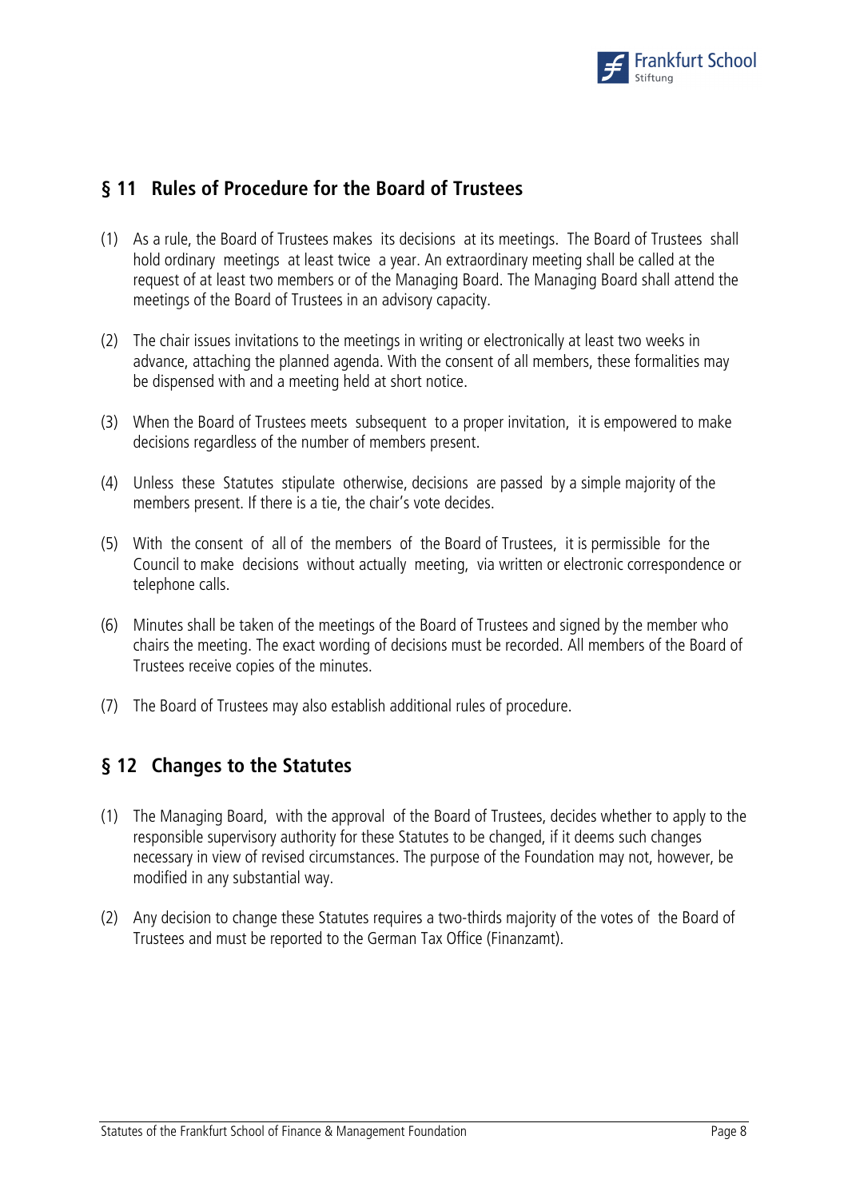## § 11 Rules of Procedure for the Board of Trustees

(1) As a rule, the Board of Trustees makes its decisions at its meetings. The Board of Trustees shall hold ordinary meetings at least twice a year. An extraordinary meeting shall be called at the request of at least two members or of the Managing Board. The Managing Board shall attend the meetings of the Board of Trustees in an advisory capacity.

(2) The chair issues invitations to the meetings in writing or electronically at least two weeks in advance, attaching the planned agenda. With the consent of all members, these formalities may be dispensed with and a meeting held at short notice.

(3) When the Board of Trustees meets subsequent to a proper invitation, it is empowered to make decisions regardless of the number of members present.

(4) Unless these Statutes stipulate otherwise, decisions are passed by a simple majority of the members present. If there is a tie, the chair's vote decides.

(5) With the consent of all of the members of the Board of Trustees, it is permissible for the Council to make decisions without actually meeting, via written or electronic correspondence or telephone calls.

(6) Minutes shall be taken of the meetings of the Board of Trustees and signed by the member who chairs the meeting. The exact wording of decisions must be recorded. All members of the Board of Trustees receive copies of the minutes.

(7) The Board of Trustees may also establish additional rules of procedure.

## § 12 Changes to the Statutes

(1) The Managing Board, with the approval of the Board of Trustees, decides whether to apply to the responsible supervisory authority for these Statutes to be changed, if it deems such changes necessary in view of revised circumstances. The purpose of the Foundation may not, however, be modified in any substantial way.

(2) Any decision to change these Statutes requires a two-thirds majority of the votes of the Board of Trustees and must be reported to the German Tax Office (Finanzamt).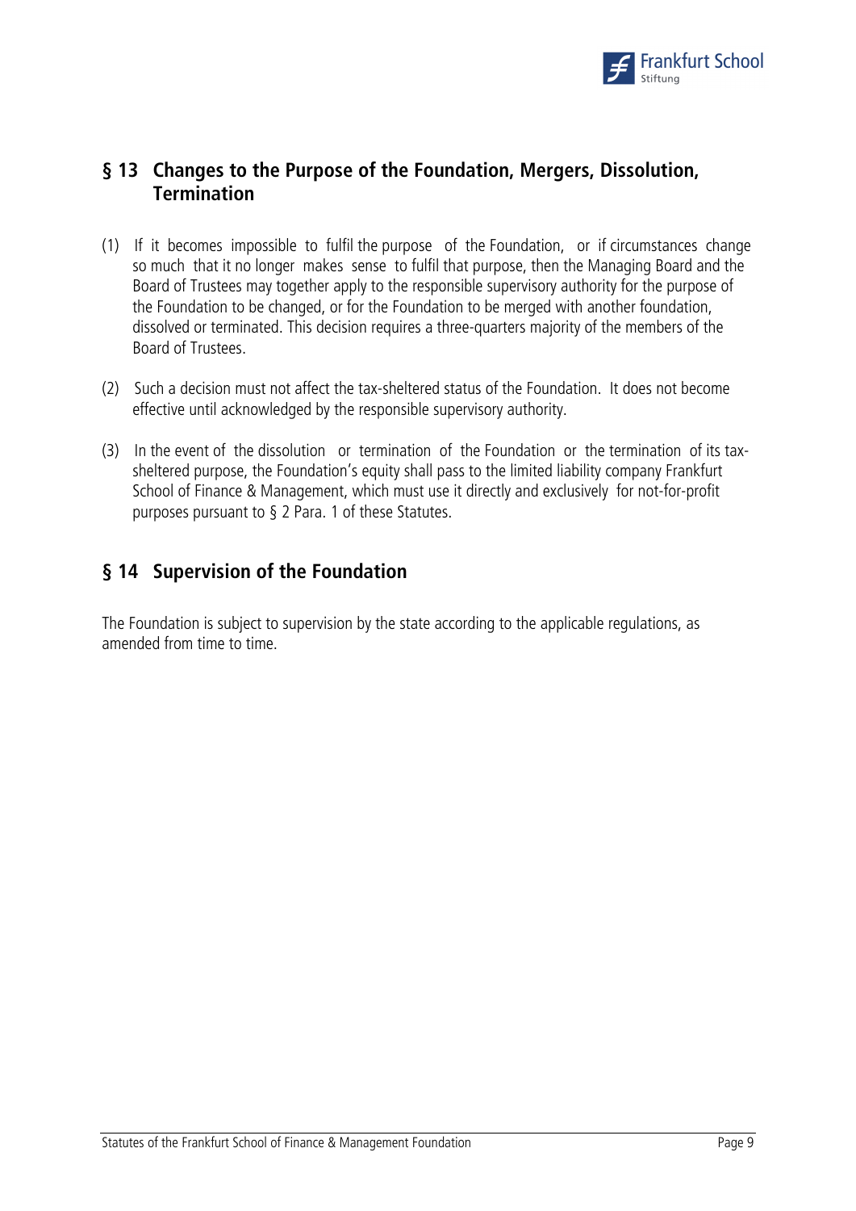## § 13 Changes to the Purpose of the Foundation, Mergers, Dissolution, Termination

(1) If it becomes impossible to fulfil the purpose of the Foundation, or if circumstances change so much that it no longer makes sense to fulfil that purpose, then the Managing Board and the Board of Trustees may together apply to the responsible supervisory authority for the purpose of the Foundation to be changed, or for the Foundation to be merged with another foundation, dissolved or terminated. This decision requires a three-quarters majority of the members of the Board of Trustees.

(2) Such a decision must not affect the tax-sheltered status of the Foundation. It does not become effective until acknowledged by the responsible supervisory authority.

(3) In the event of the dissolution or termination of the Foundation or the termination of its tax-sheltered purpose, the Foundation's equity shall pass to the limited liability company Frankfurt School of Finance & Management, which must use it directly and exclusively for not-for-profit purposes pursuant to § 2 Para. 1 of these Statutes.

## § 14 Supervision of the Foundation

The Foundation is subject to supervision by the state according to the applicable regulations, as amended from time to time.